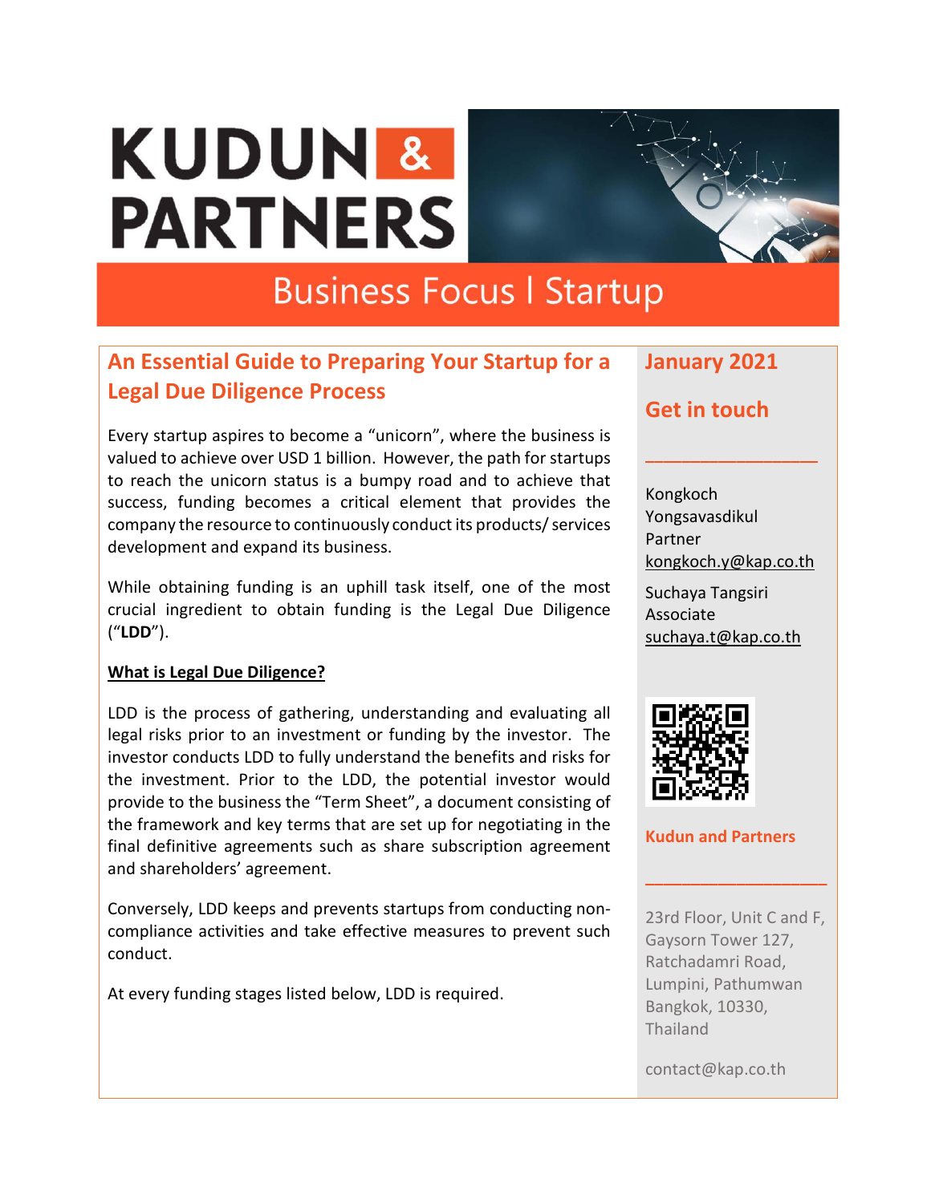# KUDUN & PARTNERS

## Business Focus | Startup

## An Essential Guide to Preparing Your Startup for a Legal Due Diligence Process

Every startup aspires to become a "unicorn", where the business is valued to achieve over USD 1 billion. However, the path for startups to reach the unicorn status is a bumpy road and to achieve that success, funding becomes a critical element that provides the company the resource to continuously conduct its products/ services development and expand its business.

While obtaining funding is an uphill task itself, one of the most crucial ingredient to obtain funding is the Legal Due Diligence ("**LDD**").

**What is Legal Due Diligence?**

LDD is the process of gathering, understanding and evaluating all legal risks prior to an investment or funding by the investor. The investor conducts LDD to fully understand the benefits and risks for the investment. Prior to the LDD, the potential investor would provide to the business the "Term Sheet", a document consisting of the framework and key terms that are set up for negotiating in the final definitive agreements such as share subscription agreement and shareholders' agreement.

Conversely, LDD keeps and prevents startups from conducting non-compliance activities and take effective measures to prevent such conduct.

At every funding stages listed below, LDD is required.

**January 2021**

**Get in touch**

Kongkoch Yongsavasdikul
Partner
kongkoch.y@kap.co.th

Suchaya Tangsiri
Associate
suchaya.t@kap.co.th

**Kudun and Partners**

23rd Floor, Unit C and F,
Gaysorn Tower 127,
Ratchadamri Road,
Lumpini, Pathumwan
Bangkok, 10330,
Thailand

contact@kap.co.th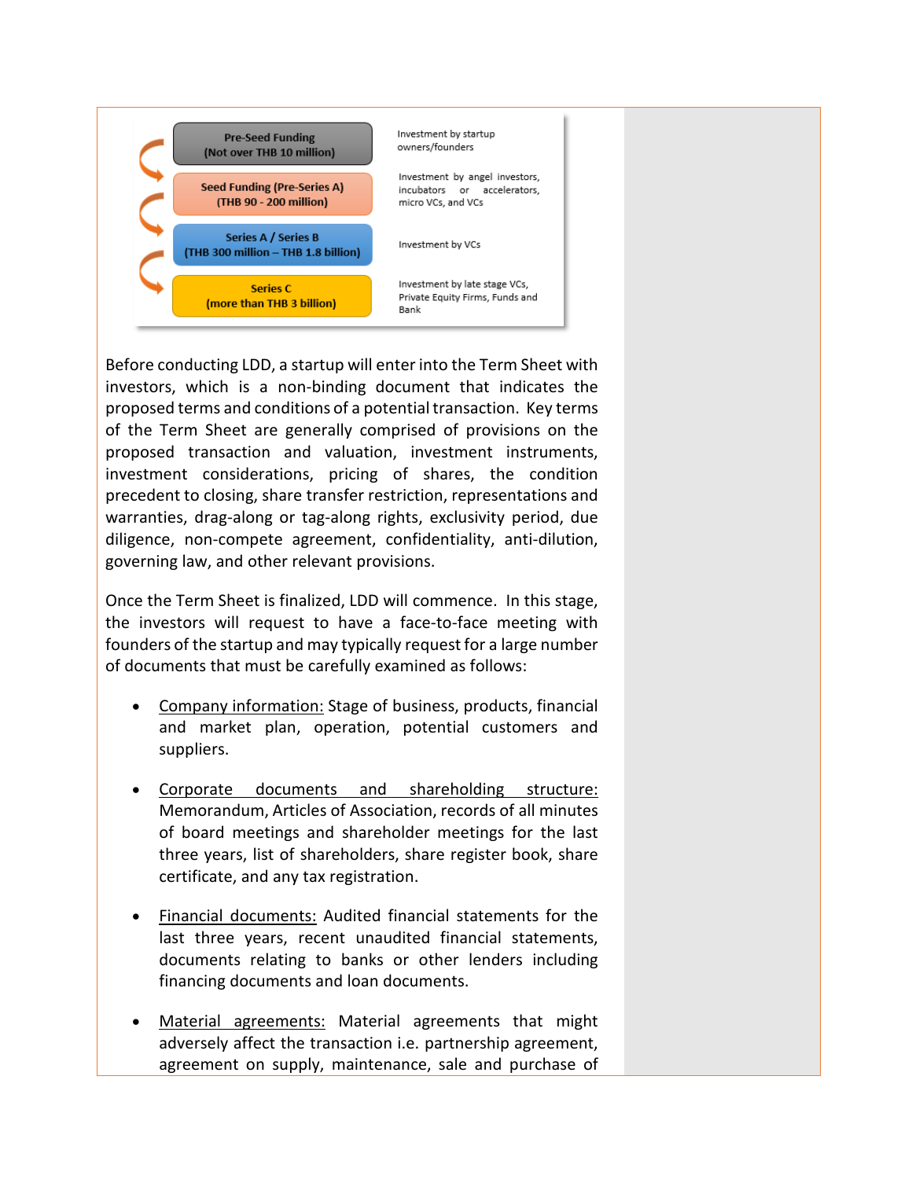| Funding Stage | Investors |
| --- | --- |
| Pre-Seed Funding (Not over THB 10 million) | Investment by startup owners/founders |
| Seed Funding (Pre-Series A) (THB 90 - 200 million) | Investment by angel investors, incubators or accelerators, micro VCs, and VCs |
| Series A / Series B (THB 300 million – THB 1.8 billion) | Investment by VCs |
| Series C (more than THB 3 billion) | Investment by late stage VCs, Private Equity Firms, Funds and Bank |

Before conducting LDD, a startup will enter into the Term Sheet with investors, which is a non-binding document that indicates the proposed terms and conditions of a potential transaction. Key terms of the Term Sheet are generally comprised of provisions on the proposed transaction and valuation, investment instruments, investment considerations, pricing of shares, the condition precedent to closing, share transfer restriction, representations and warranties, drag-along or tag-along rights, exclusivity period, due diligence, non-compete agreement, confidentiality, anti-dilution, governing law, and other relevant provisions.

Once the Term Sheet is finalized, LDD will commence. In this stage, the investors will request to have a face-to-face meeting with founders of the startup and may typically request for a large number of documents that must be carefully examined as follows:

- Company information: Stage of business, products, financial and market plan, operation, potential customers and suppliers.

- Corporate documents and shareholding structure: Memorandum, Articles of Association, records of all minutes of board meetings and shareholder meetings for the last three years, list of shareholders, share register book, share certificate, and any tax registration.

- Financial documents: Audited financial statements for the last three years, recent unaudited financial statements, documents relating to banks or other lenders including financing documents and loan documents.

- Material agreements: Material agreements that might adversely affect the transaction i.e. partnership agreement, agreement on supply, maintenance, sale and purchase of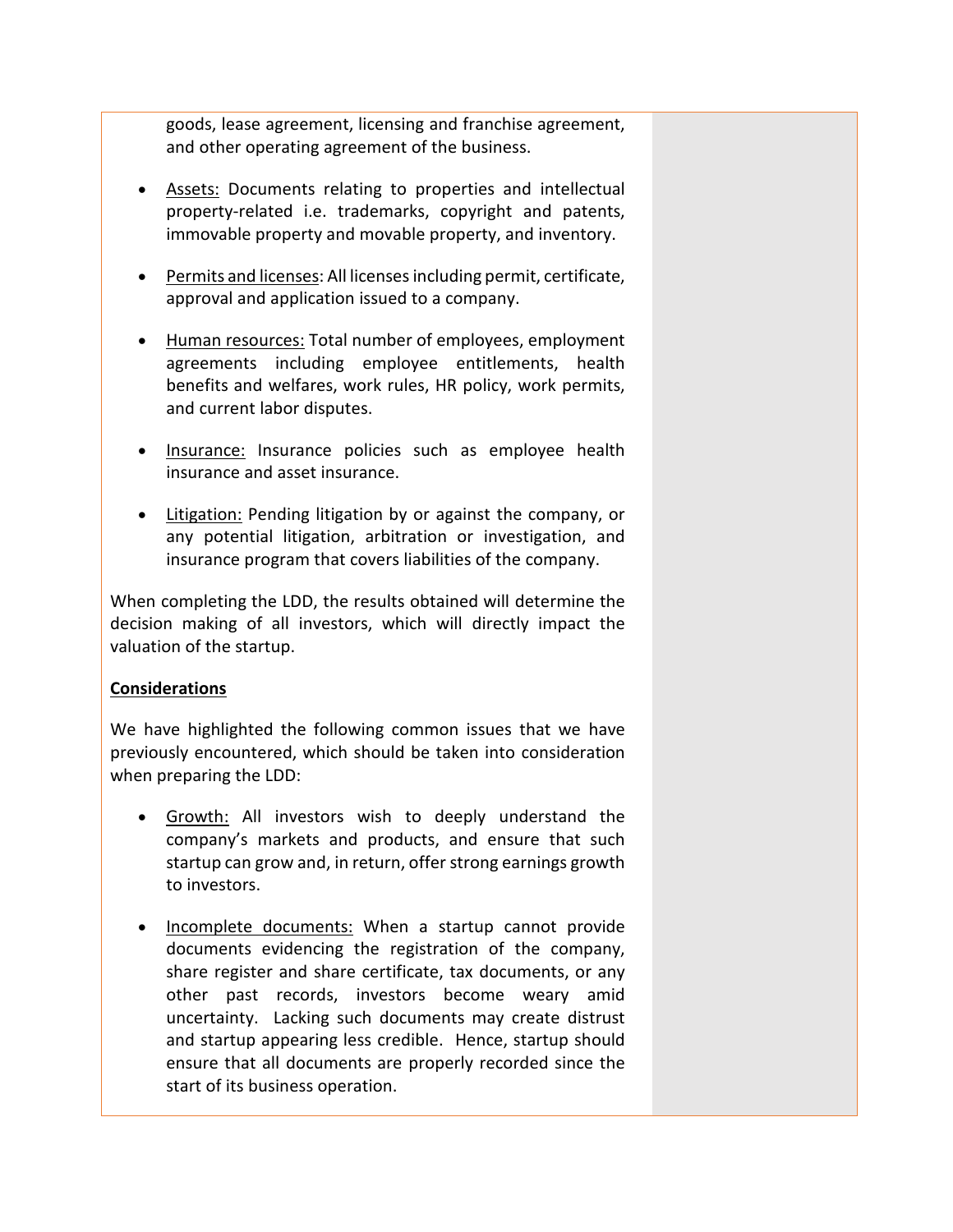goods, lease agreement, licensing and franchise agreement, and other operating agreement of the business.

- Assets: Documents relating to properties and intellectual property-related i.e. trademarks, copyright and patents, immovable property and movable property, and inventory.

- Permits and licenses: All licenses including permit, certificate, approval and application issued to a company.

- Human resources: Total number of employees, employment agreements including employee entitlements, health benefits and welfares, work rules, HR policy, work permits, and current labor disputes.

- Insurance: Insurance policies such as employee health insurance and asset insurance.

- Litigation: Pending litigation by or against the company, or any potential litigation, arbitration or investigation, and insurance program that covers liabilities of the company.

When completing the LDD, the results obtained will determine the decision making of all investors, which will directly impact the valuation of the startup.

**Considerations**

We have highlighted the following common issues that we have previously encountered, which should be taken into consideration when preparing the LDD:

- Growth: All investors wish to deeply understand the company's markets and products, and ensure that such startup can grow and, in return, offer strong earnings growth to investors.

- Incomplete documents: When a startup cannot provide documents evidencing the registration of the company, share register and share certificate, tax documents, or any other past records, investors become weary amid uncertainty. Lacking such documents may create distrust and startup appearing less credible. Hence, startup should ensure that all documents are properly recorded since the start of its business operation.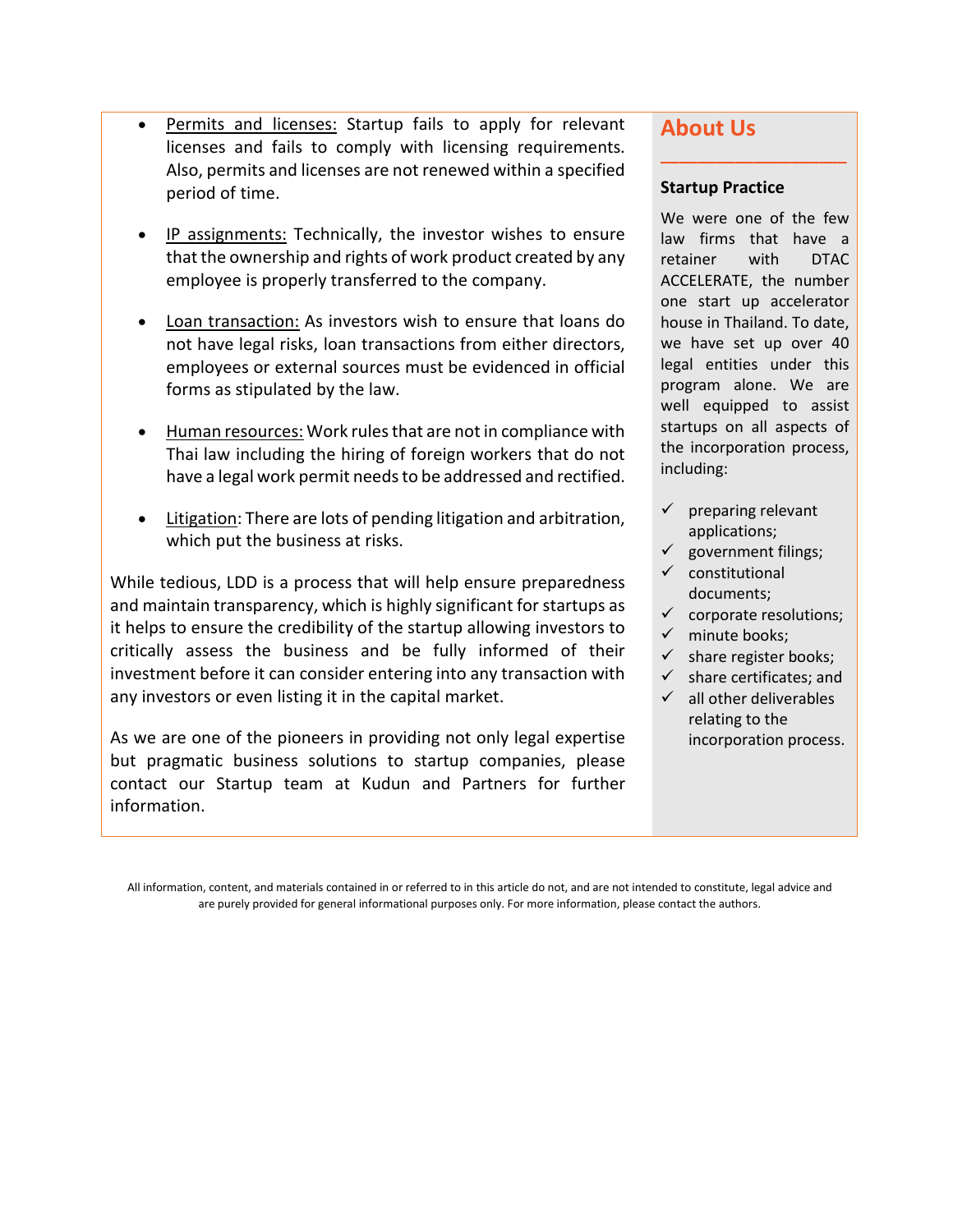- Permits and licenses: Startup fails to apply for relevant licenses and fails to comply with licensing requirements. Also, permits and licenses are not renewed within a specified period of time.

- IP assignments: Technically, the investor wishes to ensure that the ownership and rights of work product created by any employee is properly transferred to the company.

- Loan transaction: As investors wish to ensure that loans do not have legal risks, loan transactions from either directors, employees or external sources must be evidenced in official forms as stipulated by the law.

- Human resources: Work rules that are not in compliance with Thai law including the hiring of foreign workers that do not have a legal work permit needs to be addressed and rectified.

- Litigation: There are lots of pending litigation and arbitration, which put the business at risks.

While tedious, LDD is a process that will help ensure preparedness and maintain transparency, which is highly significant for startups as it helps to ensure the credibility of the startup allowing investors to critically assess the business and be fully informed of their investment before it can consider entering into any transaction with any investors or even listing it in the capital market.

As we are one of the pioneers in providing not only legal expertise but pragmatic business solutions to startup companies, please contact our Startup team at Kudun and Partners for further information.

## About Us

### Startup Practice

We were one of the few law firms that have a retainer with DTAC ACCELERATE, the number one start up accelerator house in Thailand. To date, we have set up over 40 legal entities under this program alone. We are well equipped to assist startups on all aspects of the incorporation process, including:

- ✓ preparing relevant applications;
- ✓ government filings;
- ✓ constitutional documents;
- ✓ corporate resolutions;
- ✓ minute books;
- ✓ share register books;
- ✓ share certificates; and
- ✓ all other deliverables relating to the incorporation process.

All information, content, and materials contained in or referred to in this article do not, and are not intended to constitute, legal advice and are purely provided for general informational purposes only. For more information, please contact the authors.